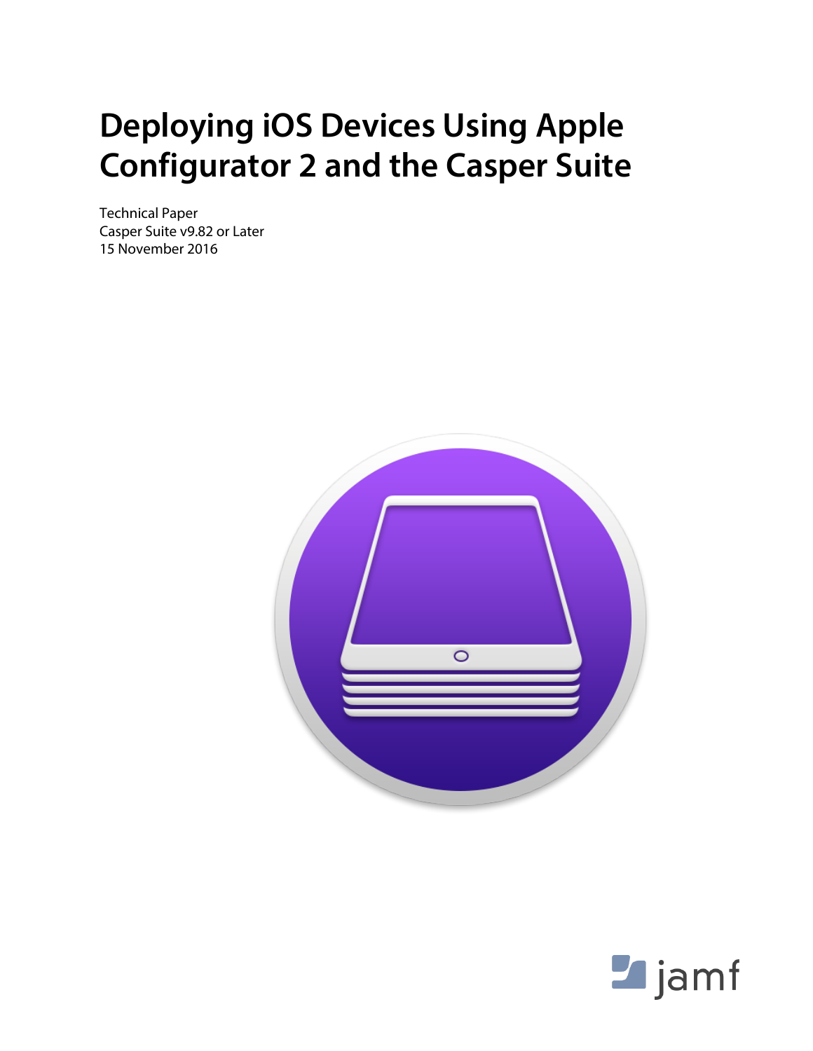# Deploying iOS Devices Using Apple Configurator 2 and the Casper Suite

Technical Paper
Casper Suite v9.82 or Later
15 November 2016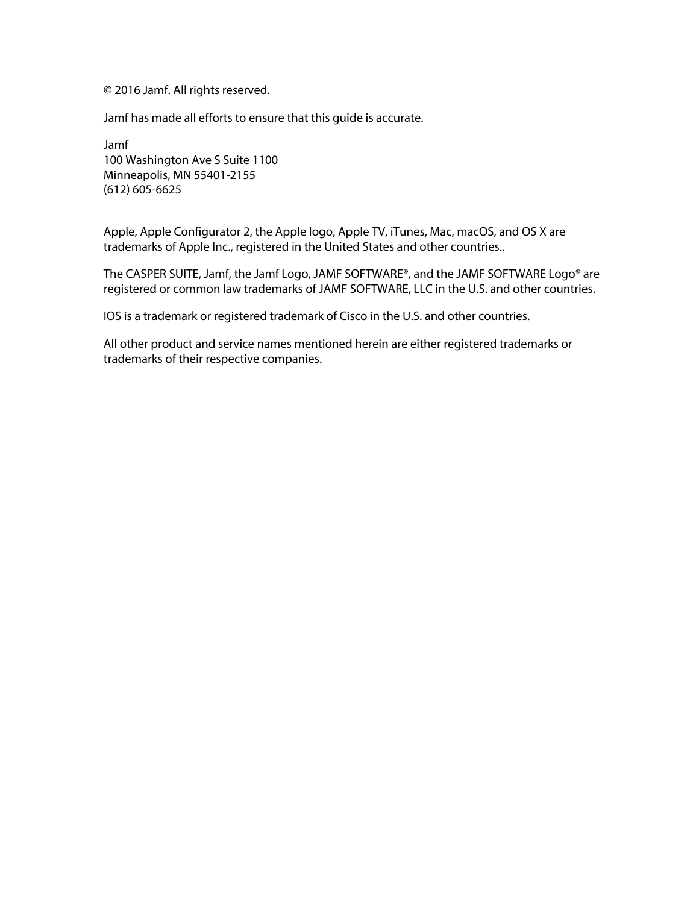© 2016 Jamf. All rights reserved.

Jamf has made all efforts to ensure that this guide is accurate.

Jamf
100 Washington Ave S Suite 1100
Minneapolis, MN 55401-2155
(612) 605-6625

Apple, Apple Configurator 2, the Apple logo, Apple TV, iTunes, Mac, macOS, and OS X are trademarks of Apple Inc., registered in the United States and other countries..

The CASPER SUITE, Jamf, the Jamf Logo, JAMF SOFTWARE®, and the JAMF SOFTWARE Logo® are registered or common law trademarks of JAMF SOFTWARE, LLC in the U.S. and other countries.

IOS is a trademark or registered trademark of Cisco in the U.S. and other countries.

All other product and service names mentioned herein are either registered trademarks or trademarks of their respective companies.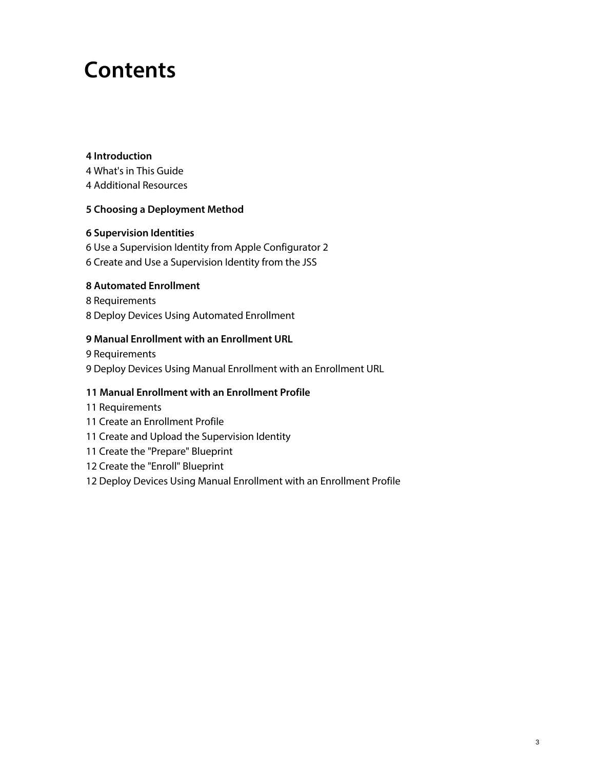# Contents

**4 Introduction**

4 What's in This Guide

4 Additional Resources

**5 Choosing a Deployment Method**

**6 Supervision Identities**

6 Use a Supervision Identity from Apple Configurator 2

6 Create and Use a Supervision Identity from the JSS

**8 Automated Enrollment**

8 Requirements

8 Deploy Devices Using Automated Enrollment

**9 Manual Enrollment with an Enrollment URL**

9 Requirements

9 Deploy Devices Using Manual Enrollment with an Enrollment URL

**11 Manual Enrollment with an Enrollment Profile**

11 Requirements

11 Create an Enrollment Profile

11 Create and Upload the Supervision Identity

11 Create the "Prepare" Blueprint

12 Create the "Enroll" Blueprint

12 Deploy Devices Using Manual Enrollment with an Enrollment Profile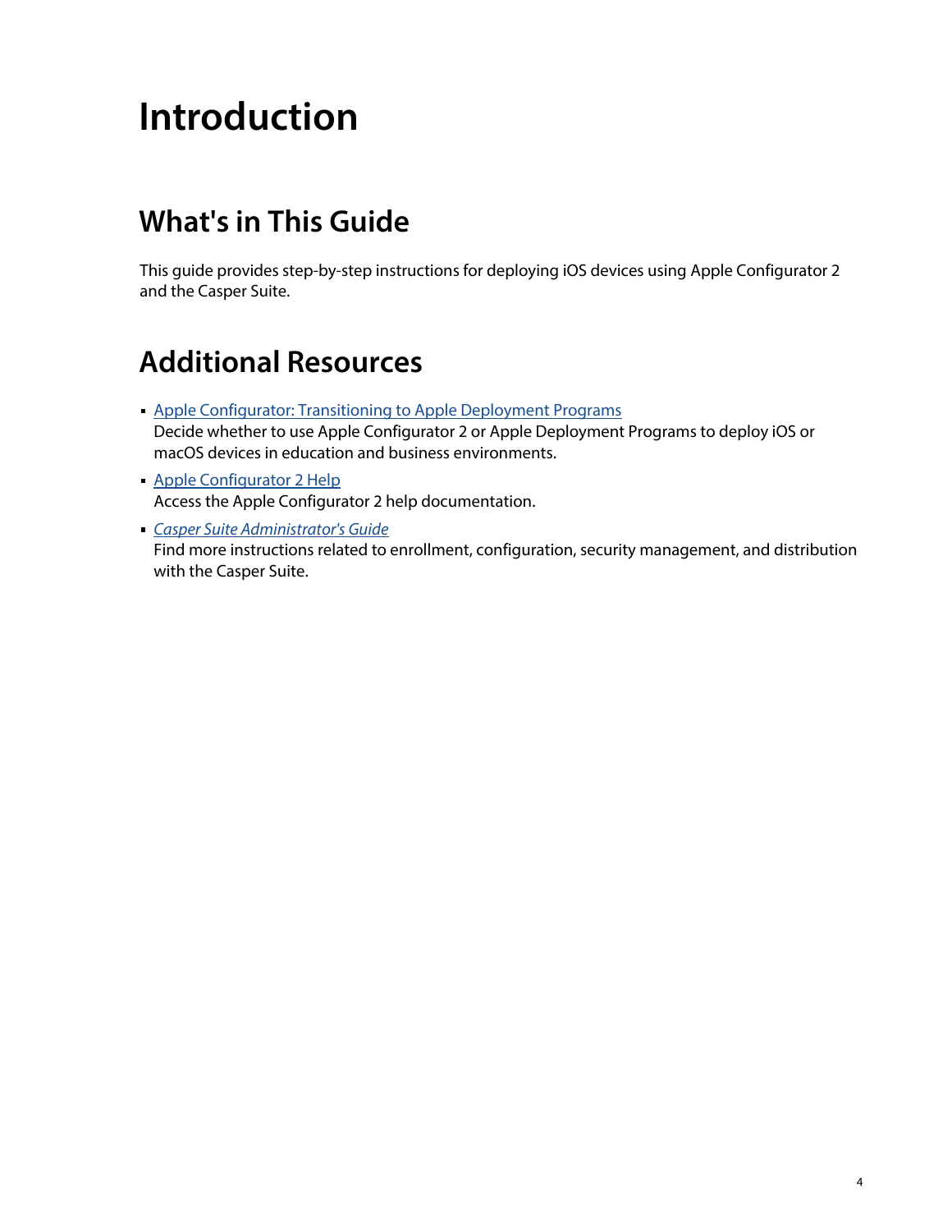# Introduction

## What's in This Guide

This guide provides step-by-step instructions for deploying iOS devices using Apple Configurator 2 and the Casper Suite.

## Additional Resources

- Apple Configurator: Transitioning to Apple Deployment Programs
  Decide whether to use Apple Configurator 2 or Apple Deployment Programs to deploy iOS or macOS devices in education and business environments.
- Apple Configurator 2 Help
  Access the Apple Configurator 2 help documentation.
- *Casper Suite Administrator's Guide*
  Find more instructions related to enrollment, configuration, security management, and distribution with the Casper Suite.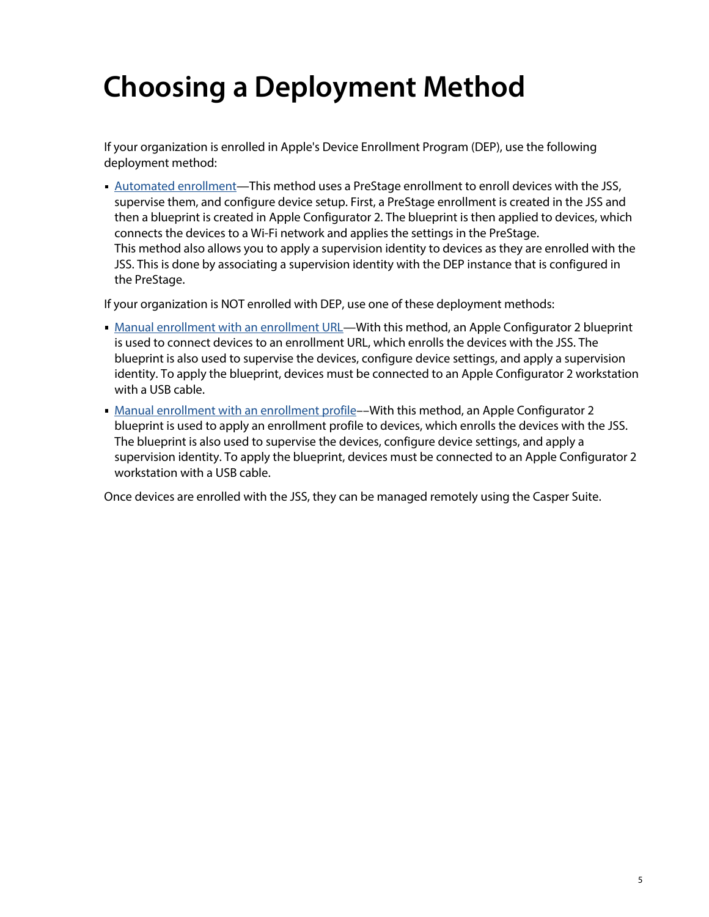# Choosing a Deployment Method

If your organization is enrolled in Apple's Device Enrollment Program (DEP), use the following deployment method:

- Automated enrollment—This method uses a PreStage enrollment to enroll devices with the JSS, supervise them, and configure device setup. First, a PreStage enrollment is created in the JSS and then a blueprint is created in Apple Configurator 2. The blueprint is then applied to devices, which connects the devices to a Wi-Fi network and applies the settings in the PreStage.
  This method also allows you to apply a supervision identity to devices as they are enrolled with the JSS. This is done by associating a supervision identity with the DEP instance that is configured in the PreStage.

If your organization is NOT enrolled with DEP, use one of these deployment methods:

- Manual enrollment with an enrollment URL—With this method, an Apple Configurator 2 blueprint is used to connect devices to an enrollment URL, which enrolls the devices with the JSS. The blueprint is also used to supervise the devices, configure device settings, and apply a supervision identity. To apply the blueprint, devices must be connected to an Apple Configurator 2 workstation with a USB cable.
- Manual enrollment with an enrollment profile––With this method, an Apple Configurator 2 blueprint is used to apply an enrollment profile to devices, which enrolls the devices with the JSS. The blueprint is also used to supervise the devices, configure device settings, and apply a supervision identity. To apply the blueprint, devices must be connected to an Apple Configurator 2 workstation with a USB cable.

Once devices are enrolled with the JSS, they can be managed remotely using the Casper Suite.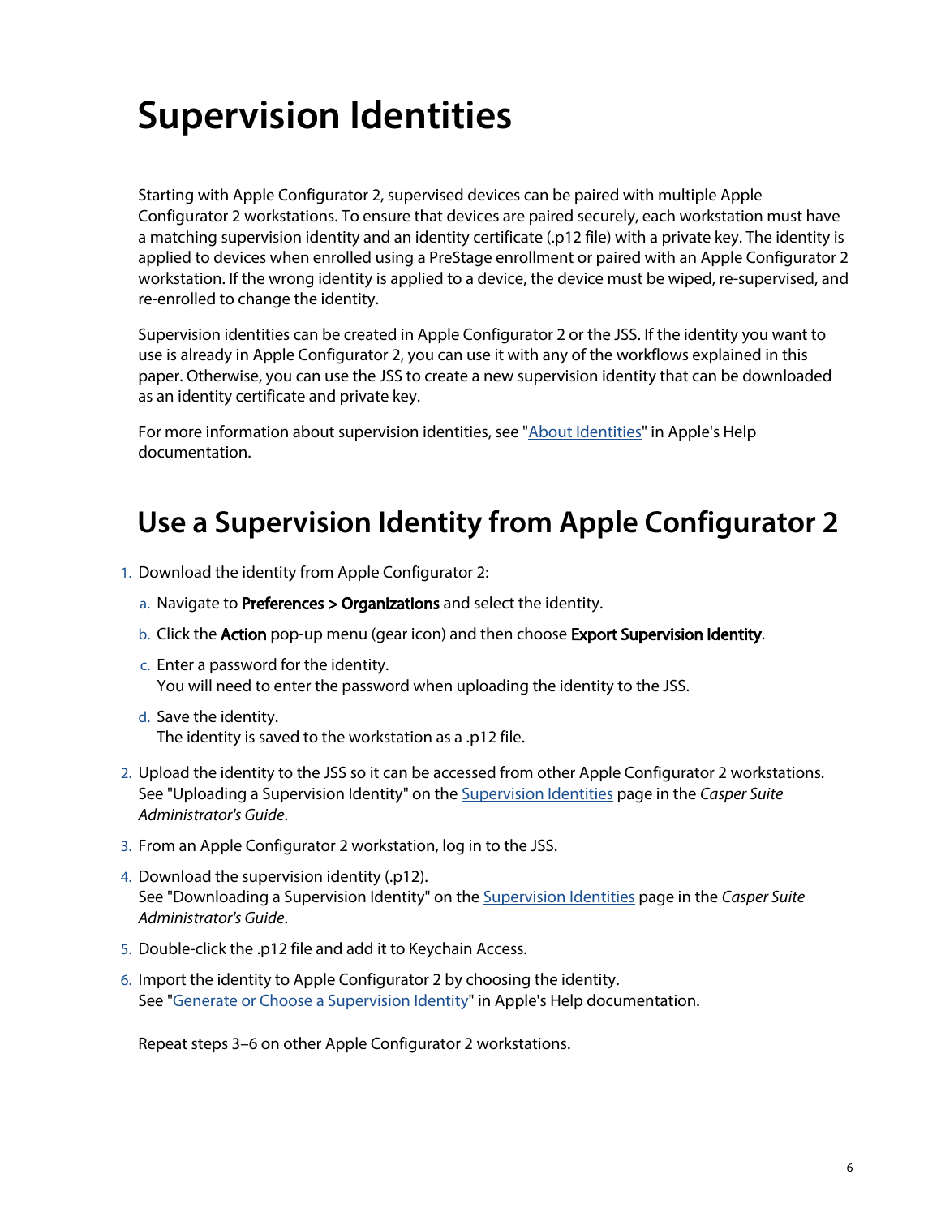# Supervision Identities

Starting with Apple Configurator 2, supervised devices can be paired with multiple Apple Configurator 2 workstations. To ensure that devices are paired securely, each workstation must have a matching supervision identity and an identity certificate (.p12 file) with a private key. The identity is applied to devices when enrolled using a PreStage enrollment or paired with an Apple Configurator 2 workstation. If the wrong identity is applied to a device, the device must be wiped, re-supervised, and re-enrolled to change the identity.

Supervision identities can be created in Apple Configurator 2 or the JSS. If the identity you want to use is already in Apple Configurator 2, you can use it with any of the workflows explained in this paper. Otherwise, you can use the JSS to create a new supervision identity that can be downloaded as an identity certificate and private key.

For more information about supervision identities, see "About Identities" in Apple's Help documentation.

## Use a Supervision Identity from Apple Configurator 2

1. Download the identity from Apple Configurator 2:
   a. Navigate to **Preferences > Organizations** and select the identity.
   b. Click the **Action** pop-up menu (gear icon) and then choose **Export Supervision Identity**.
   c. Enter a password for the identity.
      You will need to enter the password when uploading the identity to the JSS.
   d. Save the identity.
      The identity is saved to the workstation as a .p12 file.
2. Upload the identity to the JSS so it can be accessed from other Apple Configurator 2 workstations. See "Uploading a Supervision Identity" on the Supervision Identities page in the *Casper Suite Administrator's Guide*.
3. From an Apple Configurator 2 workstation, log in to the JSS.
4. Download the supervision identity (.p12).
   See "Downloading a Supervision Identity" on the Supervision Identities page in the *Casper Suite Administrator's Guide*.
5. Double-click the .p12 file and add it to Keychain Access.
6. Import the identity to Apple Configurator 2 by choosing the identity.
   See "Generate or Choose a Supervision Identity" in Apple's Help documentation.

Repeat steps 3–6 on other Apple Configurator 2 workstations.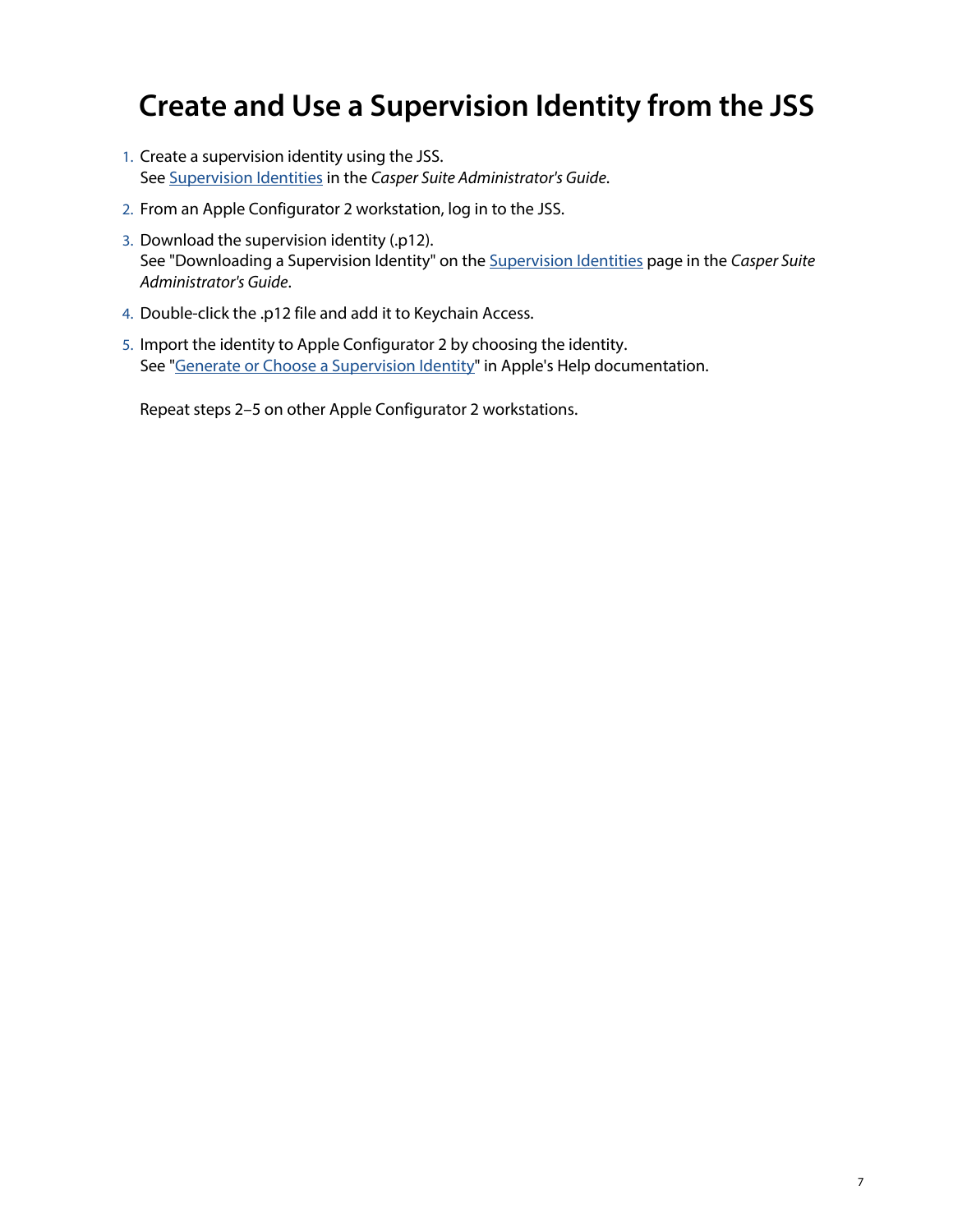# Create and Use a Supervision Identity from the JSS

1. Create a supervision identity using the JSS.
   See Supervision Identities in the *Casper Suite Administrator's Guide*.
2. From an Apple Configurator 2 workstation, log in to the JSS.
3. Download the supervision identity (.p12).
   See "Downloading a Supervision Identity" on the Supervision Identities page in the *Casper Suite Administrator's Guide*.
4. Double-click the .p12 file and add it to Keychain Access.
5. Import the identity to Apple Configurator 2 by choosing the identity.
   See "Generate or Choose a Supervision Identity" in Apple's Help documentation.

   Repeat steps 2–5 on other Apple Configurator 2 workstations.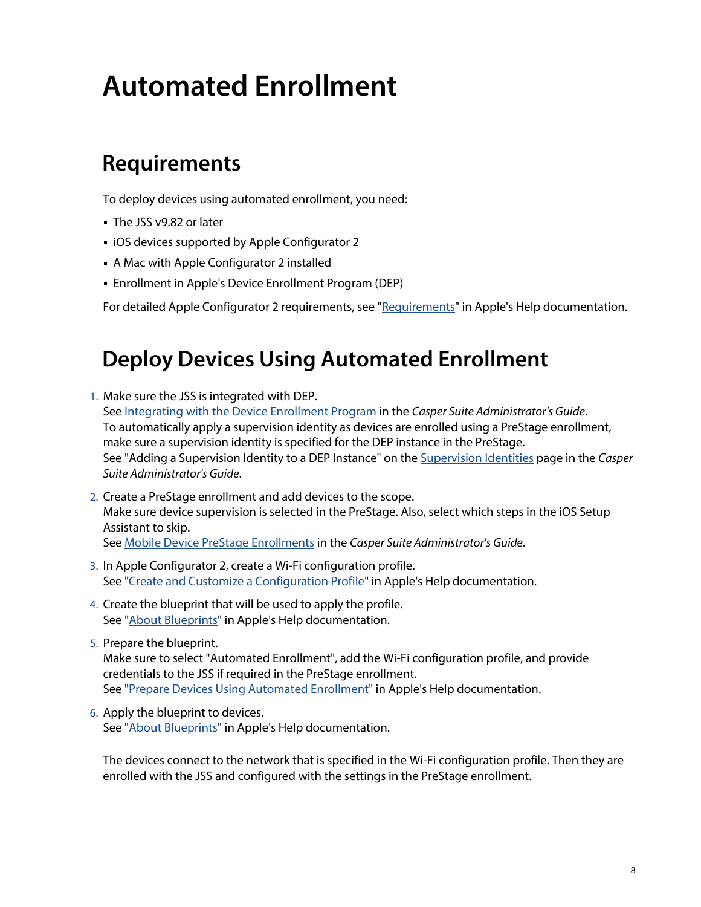# Automated Enrollment

## Requirements

To deploy devices using automated enrollment, you need:

- The JSS v9.82 or later
- iOS devices supported by Apple Configurator 2
- A Mac with Apple Configurator 2 installed
- Enrollment in Apple's Device Enrollment Program (DEP)

For detailed Apple Configurator 2 requirements, see "Requirements" in Apple's Help documentation.

## Deploy Devices Using Automated Enrollment

1. Make sure the JSS is integrated with DEP.
   See Integrating with the Device Enrollment Program in the *Casper Suite Administrator's Guide*.
   To automatically apply a supervision identity as devices are enrolled using a PreStage enrollment, make sure a supervision identity is specified for the DEP instance in the PreStage.
   See "Adding a Supervision Identity to a DEP Instance" on the Supervision Identities page in the *Casper Suite Administrator's Guide*.
2. Create a PreStage enrollment and add devices to the scope.
   Make sure device supervision is selected in the PreStage. Also, select which steps in the iOS Setup Assistant to skip.
   See Mobile Device PreStage Enrollments in the *Casper Suite Administrator's Guide*.
3. In Apple Configurator 2, create a Wi-Fi configuration profile.
   See "Create and Customize a Configuration Profile" in Apple's Help documentation.
4. Create the blueprint that will be used to apply the profile.
   See "About Blueprints" in Apple's Help documentation.
5. Prepare the blueprint.
   Make sure to select "Automated Enrollment", add the Wi-Fi configuration profile, and provide credentials to the JSS if required in the PreStage enrollment.
   See "Prepare Devices Using Automated Enrollment" in Apple's Help documentation.
6. Apply the blueprint to devices.
   See "About Blueprints" in Apple's Help documentation.

   The devices connect to the network that is specified in the Wi-Fi configuration profile. Then they are enrolled with the JSS and configured with the settings in the PreStage enrollment.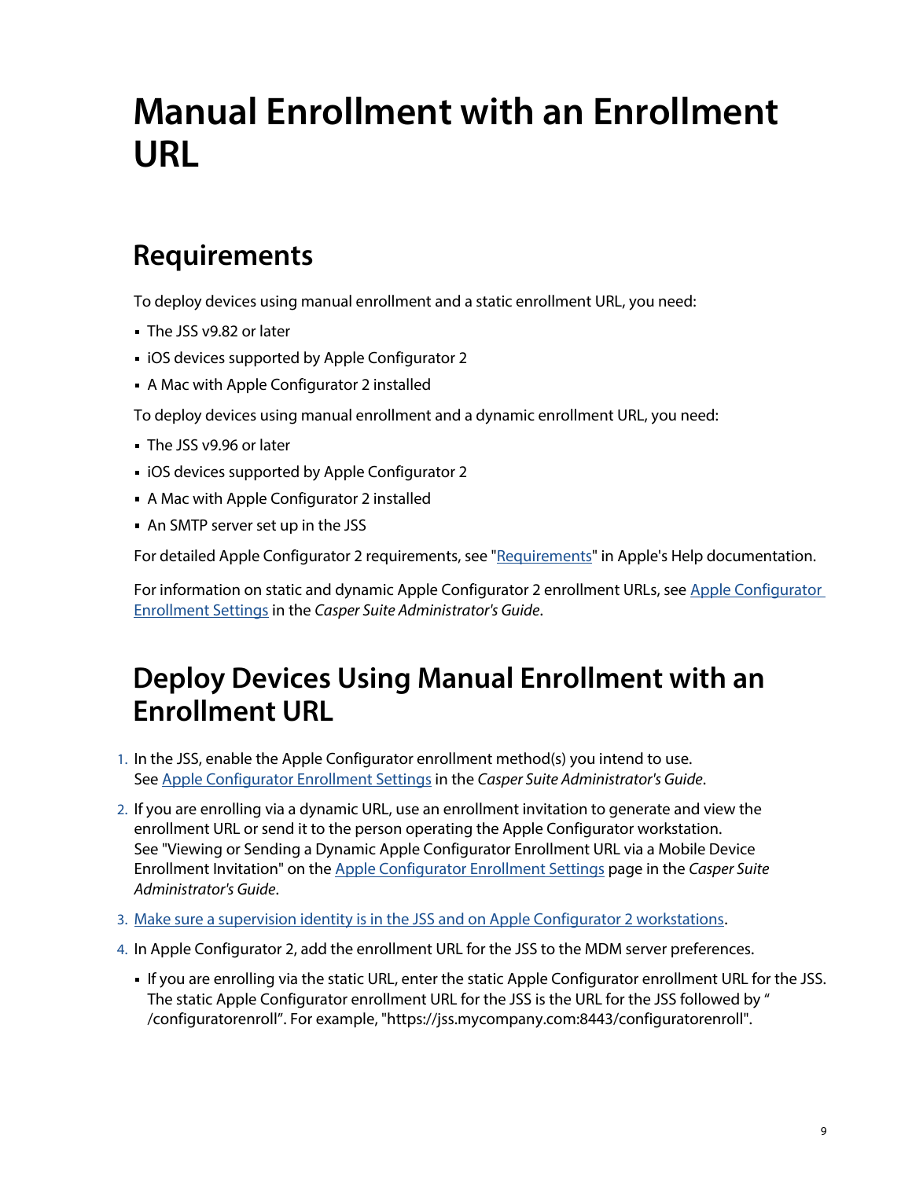# Manual Enrollment with an Enrollment URL

## Requirements

To deploy devices using manual enrollment and a static enrollment URL, you need:

- The JSS v9.82 or later
- iOS devices supported by Apple Configurator 2
- A Mac with Apple Configurator 2 installed

To deploy devices using manual enrollment and a dynamic enrollment URL, you need:

- The JSS v9.96 or later
- iOS devices supported by Apple Configurator 2
- A Mac with Apple Configurator 2 installed
- An SMTP server set up in the JSS

For detailed Apple Configurator 2 requirements, see "Requirements" in Apple's Help documentation.

For information on static and dynamic Apple Configurator 2 enrollment URLs, see Apple Configurator Enrollment Settings in the *Casper Suite Administrator's Guide*.

## Deploy Devices Using Manual Enrollment with an Enrollment URL

1. In the JSS, enable the Apple Configurator enrollment method(s) you intend to use. See Apple Configurator Enrollment Settings in the *Casper Suite Administrator's Guide*.
2. If you are enrolling via a dynamic URL, use an enrollment invitation to generate and view the enrollment URL or send it to the person operating the Apple Configurator workstation. See "Viewing or Sending a Dynamic Apple Configurator Enrollment URL via a Mobile Device Enrollment Invitation" on the Apple Configurator Enrollment Settings page in the *Casper Suite Administrator's Guide*.
3. Make sure a supervision identity is in the JSS and on Apple Configurator 2 workstations.
4. In Apple Configurator 2, add the enrollment URL for the JSS to the MDM server preferences.
   - If you are enrolling via the static URL, enter the static Apple Configurator enrollment URL for the JSS. The static Apple Configurator enrollment URL for the JSS is the URL for the JSS followed by "/configuratorenroll". For example, "https://jss.mycompany.com:8443/configuratorenroll".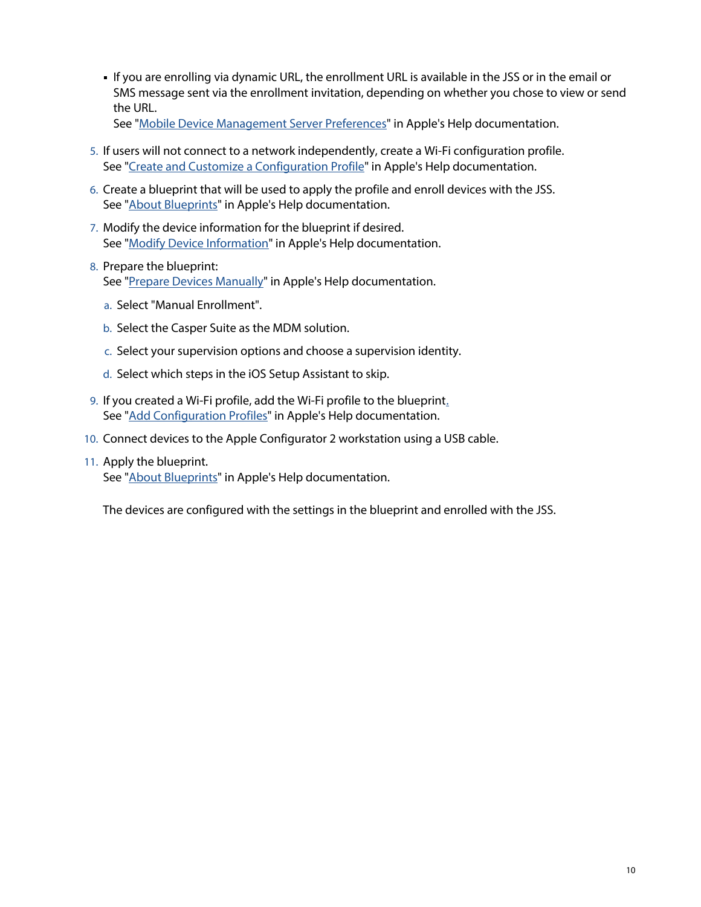- If you are enrolling via dynamic URL, the enrollment URL is available in the JSS or in the email or SMS message sent via the enrollment invitation, depending on whether you chose to view or send the URL.
  See "Mobile Device Management Server Preferences" in Apple's Help documentation.

5. If users will not connect to a network independently, create a Wi-Fi configuration profile.
   See "Create and Customize a Configuration Profile" in Apple's Help documentation.
6. Create a blueprint that will be used to apply the profile and enroll devices with the JSS.
   See "About Blueprints" in Apple's Help documentation.
7. Modify the device information for the blueprint if desired.
   See "Modify Device Information" in Apple's Help documentation.
8. Prepare the blueprint:
   See "Prepare Devices Manually" in Apple's Help documentation.
   a. Select "Manual Enrollment".
   b. Select the Casper Suite as the MDM solution.
   c. Select your supervision options and choose a supervision identity.
   d. Select which steps in the iOS Setup Assistant to skip.
9. If you created a Wi-Fi profile, add the Wi-Fi profile to the blueprint.
   See "Add Configuration Profiles" in Apple's Help documentation.
10. Connect devices to the Apple Configurator 2 workstation using a USB cable.
11. Apply the blueprint.
    See "About Blueprints" in Apple's Help documentation.

The devices are configured with the settings in the blueprint and enrolled with the JSS.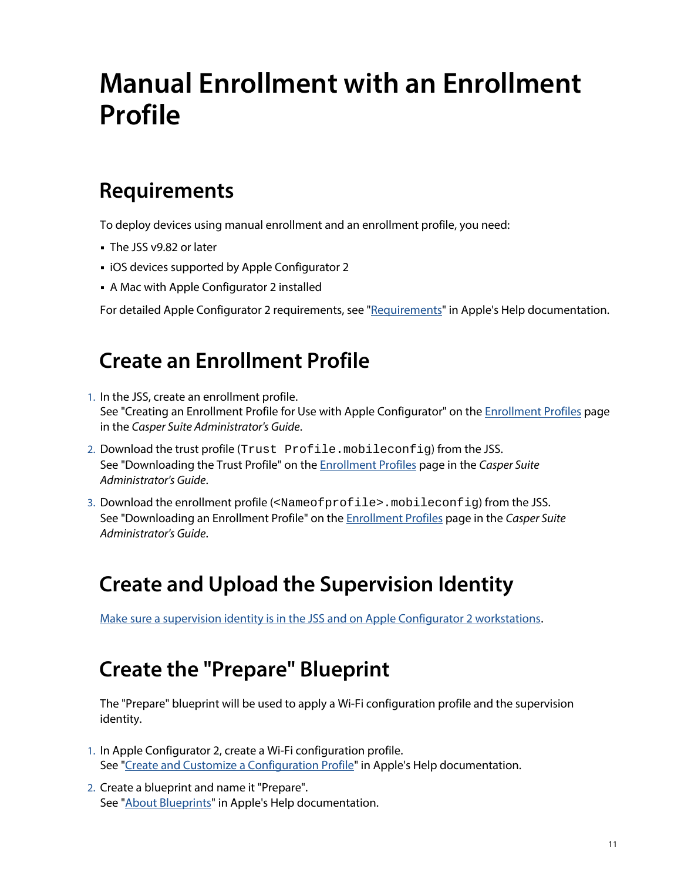# Manual Enrollment with an Enrollment Profile

## Requirements

To deploy devices using manual enrollment and an enrollment profile, you need:

- The JSS v9.82 or later
- iOS devices supported by Apple Configurator 2
- A Mac with Apple Configurator 2 installed

For detailed Apple Configurator 2 requirements, see "Requirements" in Apple's Help documentation.

## Create an Enrollment Profile

1. In the JSS, create an enrollment profile.
   See "Creating an Enrollment Profile for Use with Apple Configurator" on the Enrollment Profiles page in the *Casper Suite Administrator's Guide*.
2. Download the trust profile (`Trust Profile.mobileconfig`) from the JSS.
   See "Downloading the Trust Profile" on the Enrollment Profiles page in the *Casper Suite Administrator's Guide*.
3. Download the enrollment profile (`<Nameofprofile>.mobileconfig`) from the JSS.
   See "Downloading an Enrollment Profile" on the Enrollment Profiles page in the *Casper Suite Administrator's Guide*.

## Create and Upload the Supervision Identity

Make sure a supervision identity is in the JSS and on Apple Configurator 2 workstations.

## Create the "Prepare" Blueprint

The "Prepare" blueprint will be used to apply a Wi-Fi configuration profile and the supervision identity.

1. In Apple Configurator 2, create a Wi-Fi configuration profile.
   See "Create and Customize a Configuration Profile" in Apple's Help documentation.
2. Create a blueprint and name it "Prepare".
   See "About Blueprints" in Apple's Help documentation.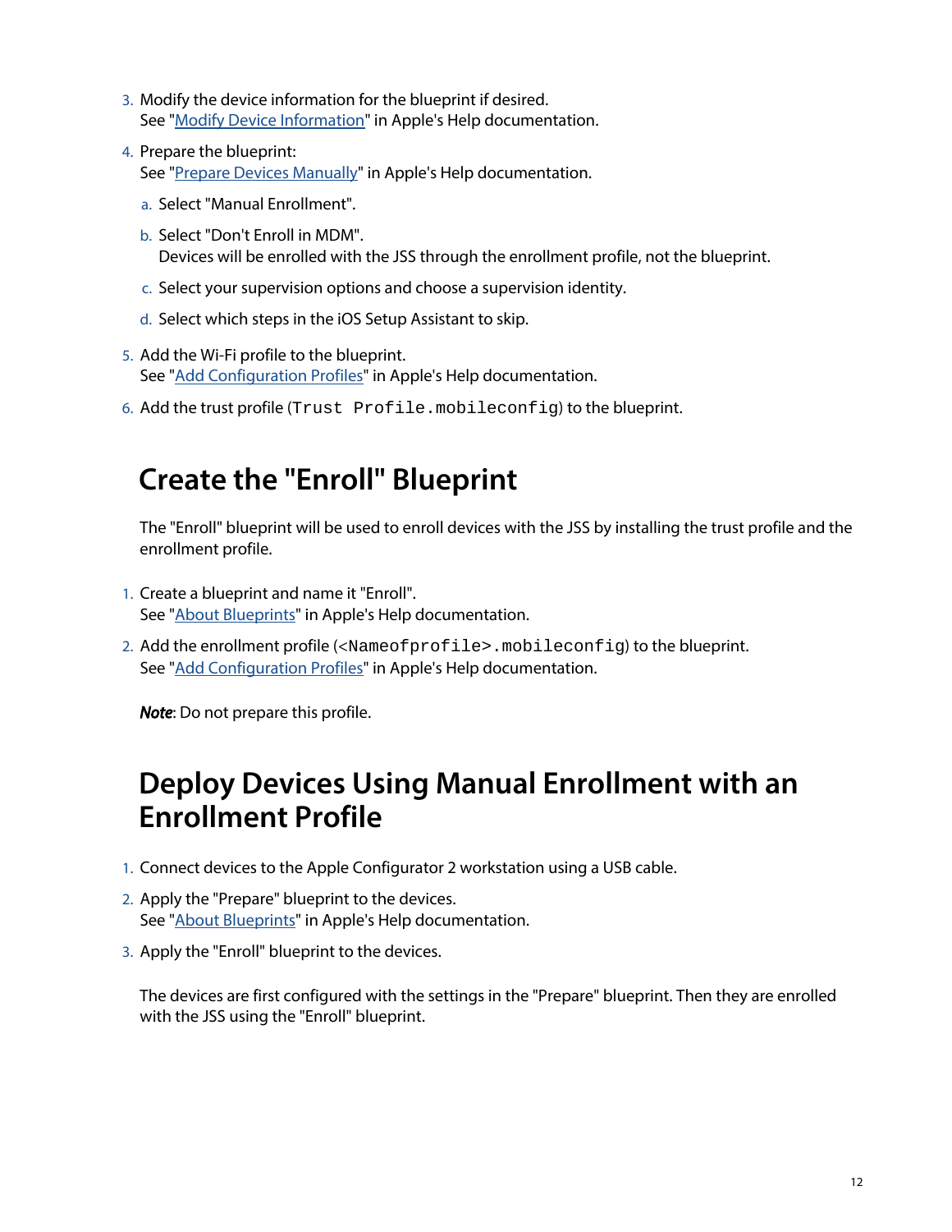3. Modify the device information for the blueprint if desired.
   See "Modify Device Information" in Apple's Help documentation.

4. Prepare the blueprint:
   See "Prepare Devices Manually" in Apple's Help documentation.

   a. Select "Manual Enrollment".

   b. Select "Don't Enroll in MDM".
      Devices will be enrolled with the JSS through the enrollment profile, not the blueprint.

   c. Select your supervision options and choose a supervision identity.

   d. Select which steps in the iOS Setup Assistant to skip.

5. Add the Wi-Fi profile to the blueprint.
   See "Add Configuration Profiles" in Apple's Help documentation.

6. Add the trust profile (`Trust Profile.mobileconfig`) to the blueprint.

## Create the "Enroll" Blueprint

The "Enroll" blueprint will be used to enroll devices with the JSS by installing the trust profile and the enrollment profile.

1. Create a blueprint and name it "Enroll".
   See "About Blueprints" in Apple's Help documentation.

2. Add the enrollment profile (`<Nameofprofile>.mobileconfig`) to the blueprint.
   See "Add Configuration Profiles" in Apple's Help documentation.

   ***Note***: Do not prepare this profile.

## Deploy Devices Using Manual Enrollment with an Enrollment Profile

1. Connect devices to the Apple Configurator 2 workstation using a USB cable.

2. Apply the "Prepare" blueprint to the devices.
   See "About Blueprints" in Apple's Help documentation.

3. Apply the "Enroll" blueprint to the devices.

   The devices are first configured with the settings in the "Prepare" blueprint. Then they are enrolled with the JSS using the "Enroll" blueprint.